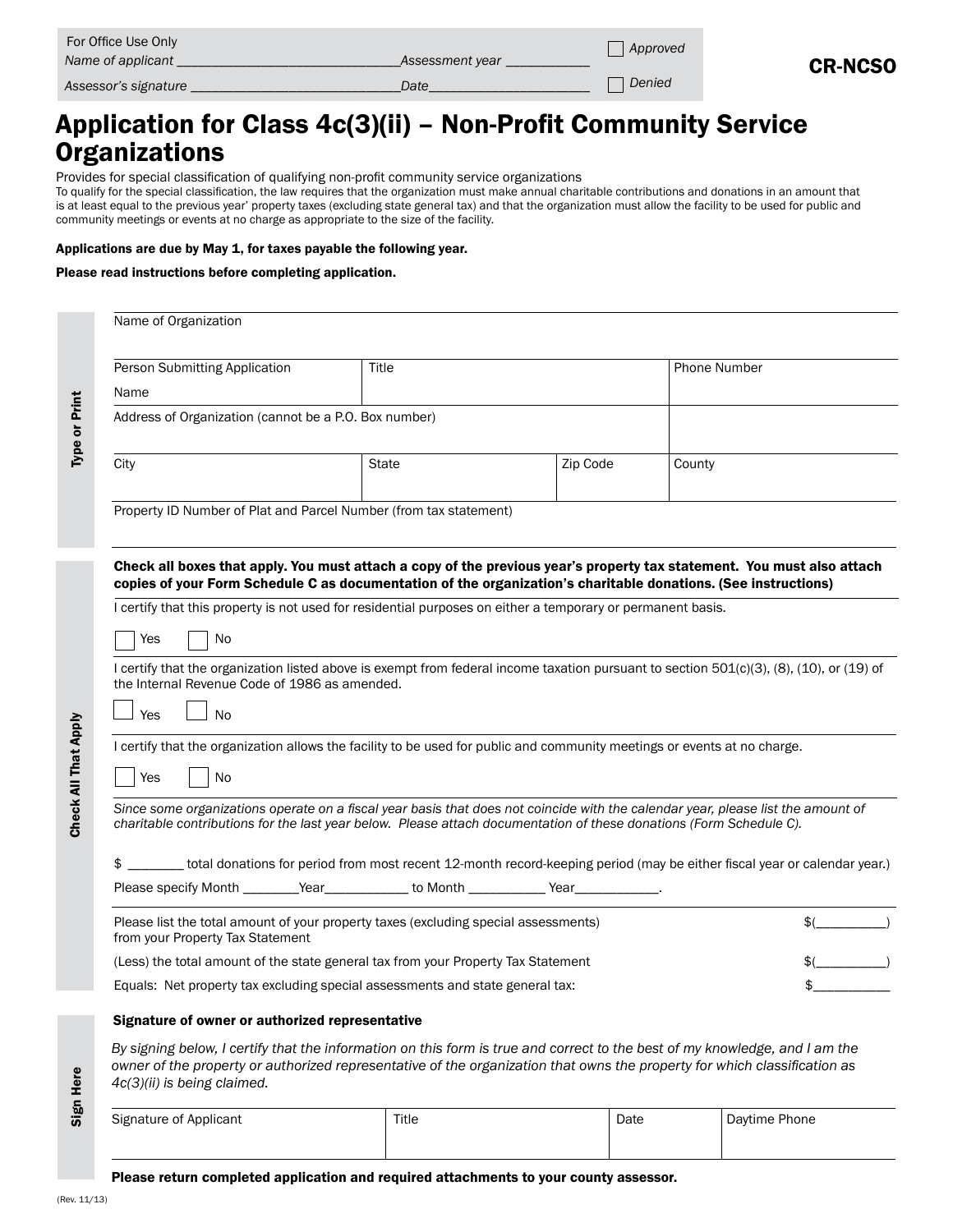For Office Use Only

*Name of applicant* ______________________________ *Assessment year* ___________ ☐ *Approved*

*Assessor's signature* ______________________________ *Date* ______________________ ☐ *Denied*

**CR-NCSO**

# Application for Class 4c(3)(ii) – Non-Profit Community Service Organizations

Provides for special classification of qualifying non-profit community service organizations

To qualify for the special classification, the law requires that the organization must make annual charitable contributions and donations in an amount that is at least equal to the previous year' property taxes (excluding state general tax) and that the organization must allow the facility to be used for public and community meetings or events at no charge as appropriate to the size of the facility.

**Applications are due by May 1, for taxes payable the following year.**

**Please read instructions before completing application.**

## Type or Print

| Name of Organization | | | |
|---|---|---|---|
| Person Submitting Application Name | Title | | Phone Number |
| Address of Organization (cannot be a P.O. Box number) | | | |
| City | State | Zip Code | County |
| Property ID Number of Plat and Parcel Number (from tax statement) | | | |

## Check All That Apply

**Check all boxes that apply. You must attach a copy of the previous year's property tax statement. You must also attach copies of your Form Schedule C as documentation of the organization's charitable donations. (See instructions)**

I certify that this property is not used for residential purposes on either a temporary or permanent basis.

☐ Yes ☐ No

I certify that the organization listed above is exempt from federal income taxation pursuant to section 501(c)(3), (8), (10), or (19) of the Internal Revenue Code of 1986 as amended.

☐ Yes ☐ No

I certify that the organization allows the facility to be used for public and community meetings or events at no charge.

☐ Yes ☐ No

*Since some organizations operate on a fiscal year basis that does not coincide with the calendar year, please list the amount of charitable contributions for the last year below. Please attach documentation of these donations (Form Schedule C).*

$ ________ total donations for period from most recent 12-month record-keeping period (may be either fiscal year or calendar year.)

Please specify Month ________Year____________ to Month ___________ Year____________.

| | |
|---|---|
| Please list the total amount of your property taxes (excluding special assessments) from your Property Tax Statement | $(__________) |
| (Less) the total amount of the state general tax from your Property Tax Statement | $(__________) |
| Equals: Net property tax excluding special assessments and state general tax: | $__________ |

## Sign Here

**Signature of owner or authorized representative**

*By signing below, I certify that the information on this form is true and correct to the best of my knowledge, and I am the owner of the property or authorized representative of the organization that owns the property for which classification as 4c(3)(ii) is being claimed.*

| Signature of Applicant | Title | Date | Daytime Phone |
|---|---|---|---|
| | | | |

**Please return completed application and required attachments to your county assessor.**

(Rev. 11/13)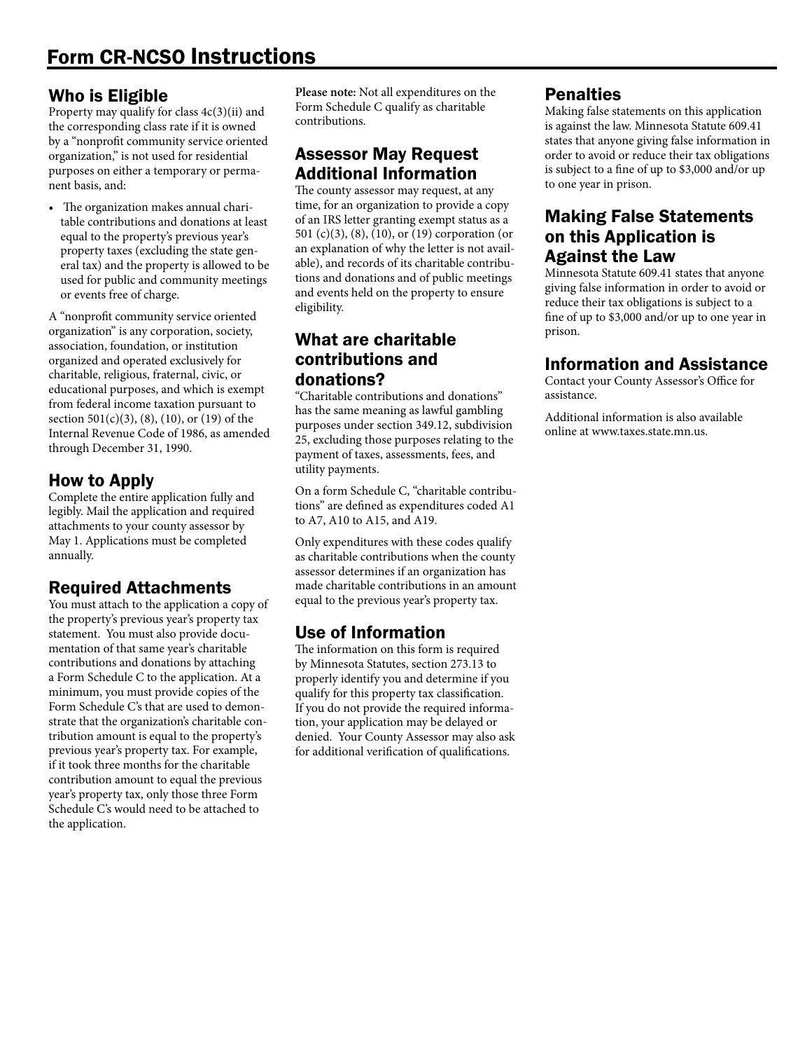# Form CR-NCSO Instructions

## Who is Eligible

Property may qualify for class 4c(3)(ii) and the corresponding class rate if it is owned by a "nonprofit community service oriented organization," is not used for residential purposes on either a temporary or permanent basis, and:

- The organization makes annual charitable contributions and donations at least equal to the property's previous year's property taxes (excluding the state general tax) and the property is allowed to be used for public and community meetings or events free of charge.

A "nonprofit community service oriented organization" is any corporation, society, association, foundation, or institution organized and operated exclusively for charitable, religious, fraternal, civic, or educational purposes, and which is exempt from federal income taxation pursuant to section 501(c)(3), (8), (10), or (19) of the Internal Revenue Code of 1986, as amended through December 31, 1990.

## How to Apply

Complete the entire application fully and legibly. Mail the application and required attachments to your county assessor by May 1. Applications must be completed annually.

## Required Attachments

You must attach to the application a copy of the property's previous year's property tax statement. You must also provide documentation of that same year's charitable contributions and donations by attaching a Form Schedule C to the application. At a minimum, you must provide copies of the Form Schedule C's that are used to demonstrate that the organization's charitable contribution amount is equal to the property's previous year's property tax. For example, if it took three months for the charitable contribution amount to equal the previous year's property tax, only those three Form Schedule C's would need to be attached to the application.

**Please note:** Not all expenditures on the Form Schedule C qualify as charitable contributions.

## Assessor May Request Additional Information

The county assessor may request, at any time, for an organization to provide a copy of an IRS letter granting exempt status as a 501 (c)(3), (8), (10), or (19) corporation (or an explanation of why the letter is not available), and records of its charitable contributions and donations and of public meetings and events held on the property to ensure eligibility.

## What are charitable contributions and donations?

"Charitable contributions and donations" has the same meaning as lawful gambling purposes under section 349.12, subdivision 25, excluding those purposes relating to the payment of taxes, assessments, fees, and utility payments.

On a form Schedule C, "charitable contributions" are defined as expenditures coded A1 to A7, A10 to A15, and A19.

Only expenditures with these codes qualify as charitable contributions when the county assessor determines if an organization has made charitable contributions in an amount equal to the previous year's property tax.

## Use of Information

The information on this form is required by Minnesota Statutes, section 273.13 to properly identify you and determine if you qualify for this property tax classification. If you do not provide the required information, your application may be delayed or denied. Your County Assessor may also ask for additional verification of qualifications.

## Penalties

Making false statements on this application is against the law. Minnesota Statute 609.41 states that anyone giving false information in order to avoid or reduce their tax obligations is subject to a fine of up to $3,000 and/or up to one year in prison.

## Making False Statements on this Application is Against the Law

Minnesota Statute 609.41 states that anyone giving false information in order to avoid or reduce their tax obligations is subject to a fine of up to $3,000 and/or up to one year in prison.

## Information and Assistance

Contact your County Assessor's Office for assistance.

Additional information is also available online at www.taxes.state.mn.us.